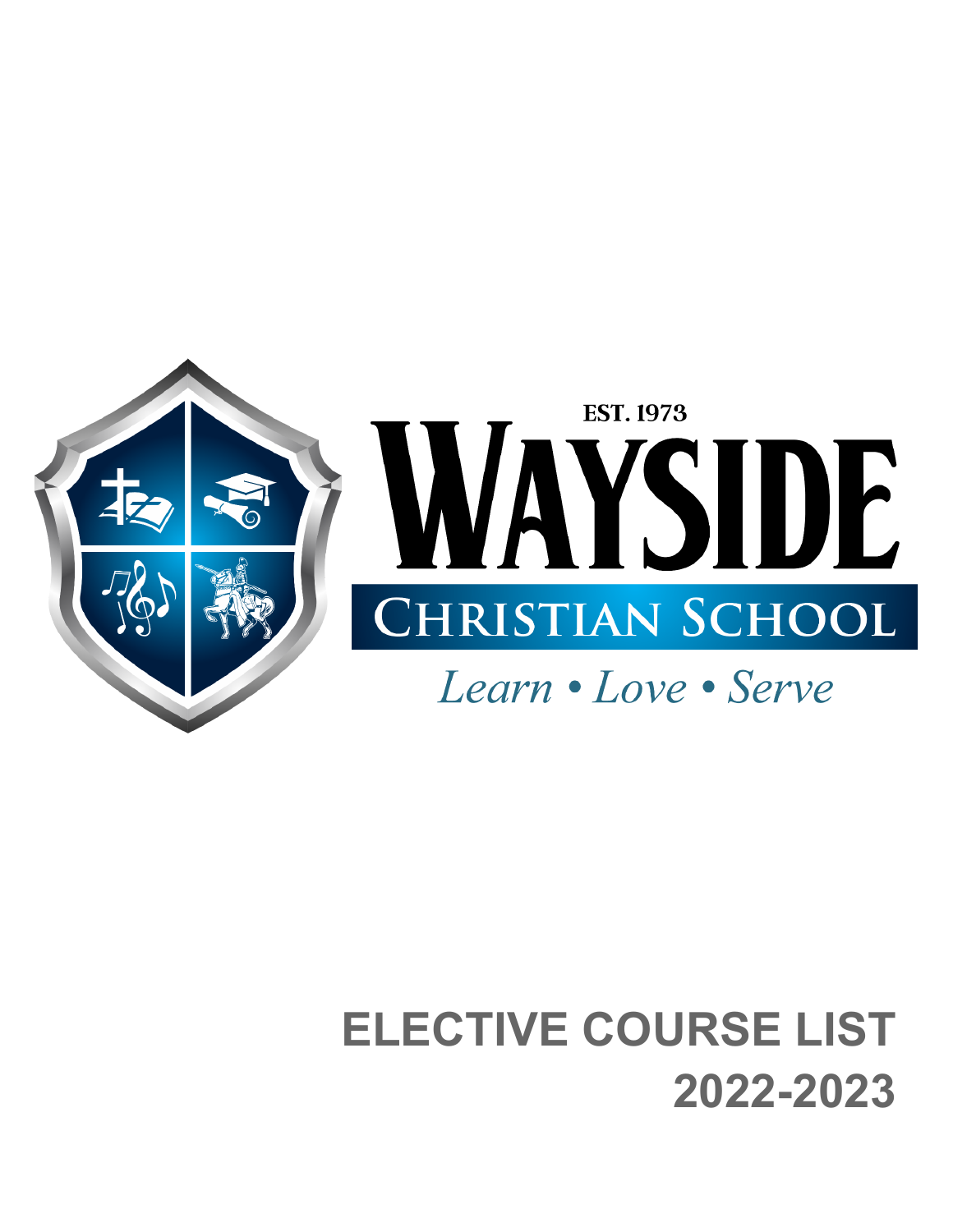EST. 1973

# WAYSIDE

## CHRISTIAN SCHOOL

*Learn • Love • Serve*

# ELECTIVE COURSE LIST 2022-2023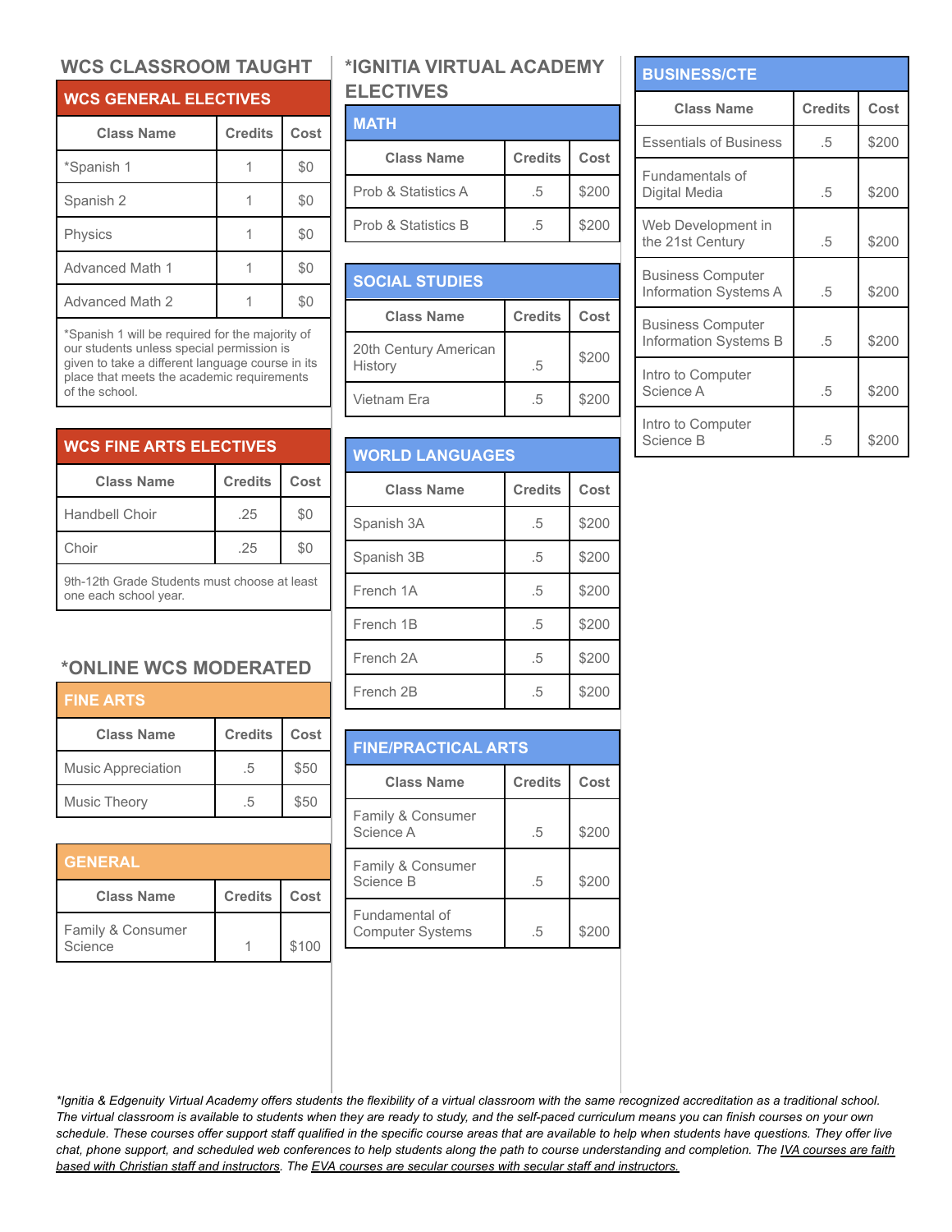## WCS CLASSROOM TAUGHT

### WCS GENERAL ELECTIVES

| Class Name | Credits | Cost |
|---|---|---|
| *Spanish 1 | 1 | $0 |
| Spanish 2 | 1 | $0 |
| Physics | 1 | $0 |
| Advanced Math 1 | 1 | $0 |
| Advanced Math 2 | 1 | $0 |

*Spanish 1 will be required for the majority of our students unless special permission is given to take a different language course in its place that meets the academic requirements of the school.

### WCS FINE ARTS ELECTIVES

| Class Name | Credits | Cost |
|---|---|---|
| Handbell Choir | .25 | $0 |
| Choir | .25 | $0 |

9th-12th Grade Students must choose at least one each school year.

## *ONLINE WCS MODERATED

### FINE ARTS

| Class Name | Credits | Cost |
|---|---|---|
| Music Appreciation | .5 | $50 |
| Music Theory | .5 | $50 |

### GENERAL

| Class Name | Credits | Cost |
|---|---|---|
| Family & Consumer Science | 1 | $100 |

## *IGNITIA VIRTUAL ACADEMY ELECTIVES

### MATH

| Class Name | Credits | Cost |
|---|---|---|
| Prob & Statistics A | .5 | $200 |
| Prob & Statistics B | .5 | $200 |

### SOCIAL STUDIES

| Class Name | Credits | Cost |
|---|---|---|
| 20th Century American History | .5 | $200 |
| Vietnam Era | .5 | $200 |

### WORLD LANGUAGES

| Class Name | Credits | Cost |
|---|---|---|
| Spanish 3A | .5 | $200 |
| Spanish 3B | .5 | $200 |
| French 1A | .5 | $200 |
| French 1B | .5 | $200 |
| French 2A | .5 | $200 |
| French 2B | .5 | $200 |

### FINE/PRACTICAL ARTS

| Class Name | Credits | Cost |
|---|---|---|
| Family & Consumer Science A | .5 | $200 |
| Family & Consumer Science B | .5 | $200 |
| Fundamental of Computer Systems | .5 | $200 |

### BUSINESS/CTE

| Class Name | Credits | Cost |
|---|---|---|
| Essentials of Business | .5 | $200 |
| Fundamentals of Digital Media | .5 | $200 |
| Web Development in the 21st Century | .5 | $200 |
| Business Computer Information Systems A | .5 | $200 |
| Business Computer Information Systems B | .5 | $200 |
| Intro to Computer Science A | .5 | $200 |
| Intro to Computer Science B | .5 | $200 |

*\*Ignitia & Edgenuity Virtual Academy offers students the flexibility of a virtual classroom with the same recognized accreditation as a traditional school. The virtual classroom is available to students when they are ready to study, and the self-paced curriculum means you can finish courses on your own schedule. These courses offer support staff qualified in the specific course areas that are available to help when students have questions. They offer live chat, phone support, and scheduled web conferences to help students along the path to course understanding and completion. The IVA courses are faith based with Christian staff and instructors. The EVA courses are secular courses with secular staff and instructors.*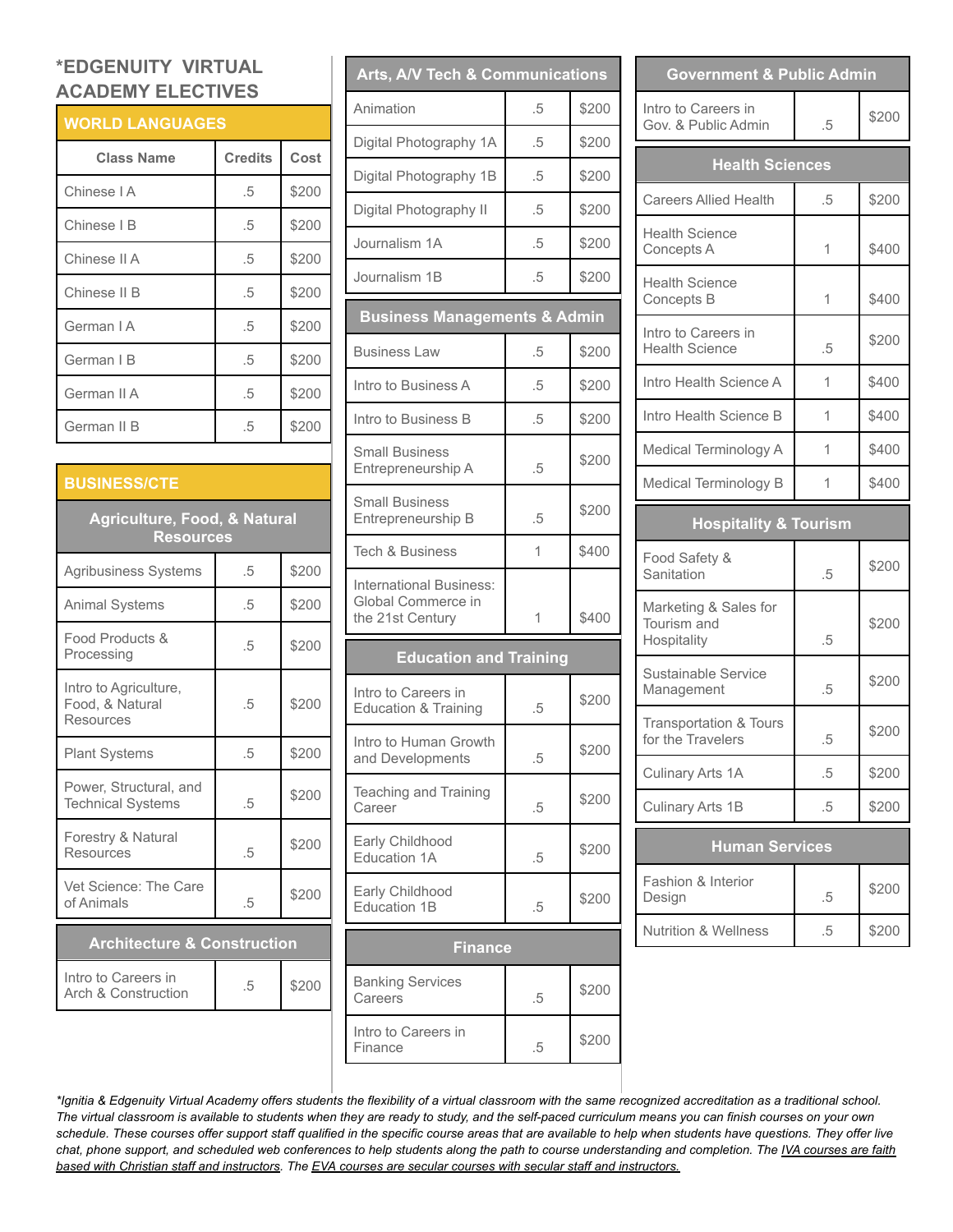# *EDGENUITY VIRTUAL ACADEMY ELECTIVES

## WORLD LANGUAGES

| Class Name | Credits | Cost |
|---|---|---|
| Chinese I A | .5 | $200 |
| Chinese I B | .5 | $200 |
| Chinese II A | .5 | $200 |
| Chinese II B | .5 | $200 |
| German I A | .5 | $200 |
| German I B | .5 | $200 |
| German II A | .5 | $200 |
| German II B | .5 | $200 |

## BUSINESS/CTE

### Agriculture, Food, & Natural Resources

| | | |
|---|---|---|
| Agribusiness Systems | .5 | $200 |
| Animal Systems | .5 | $200 |
| Food Products & Processing | .5 | $200 |
| Intro to Agriculture, Food, & Natural Resources | .5 | $200 |
| Plant Systems | .5 | $200 |
| Power, Structural, and Technical Systems | .5 | $200 |
| Forestry & Natural Resources | .5 | $200 |
| Vet Science: The Care of Animals | .5 | $200 |

### Architecture & Construction

| | | |
|---|---|---|
| Intro to Careers in Arch & Construction | .5 | $200 |

### Arts, A/V Tech & Communications

| | | |
|---|---|---|
| Animation | .5 | $200 |
| Digital Photography 1A | .5 | $200 |
| Digital Photography 1B | .5 | $200 |
| Digital Photography II | .5 | $200 |
| Journalism 1A | .5 | $200 |
| Journalism 1B | .5 | $200 |

### Business Managements & Admin

| | | |
|---|---|---|
| Business Law | .5 | $200 |
| Intro to Business A | .5 | $200 |
| Intro to Business B | .5 | $200 |
| Small Business Entrepreneurship A | .5 | $200 |
| Small Business Entrepreneurship B | .5 | $200 |
| Tech & Business | 1 | $400 |
| International Business: Global Commerce in the 21st Century | 1 | $400 |

### Education and Training

| | | |
|---|---|---|
| Intro to Careers in Education & Training | .5 | $200 |
| Intro to Human Growth and Developments | .5 | $200 |
| Teaching and Training Career | .5 | $200 |
| Early Childhood Education 1A | .5 | $200 |
| Early Childhood Education 1B | .5 | $200 |

### Finance

| | | |
|---|---|---|
| Banking Services Careers | .5 | $200 |
| Intro to Careers in Finance | .5 | $200 |

### Government & Public Admin

| | | |
|---|---|---|
| Intro to Careers in Gov. & Public Admin | .5 | $200 |

### Health Sciences

| | | |
|---|---|---|
| Careers Allied Health | .5 | $200 |
| Health Science Concepts A | 1 | $400 |
| Health Science Concepts B | 1 | $400 |
| Intro to Careers in Health Science | .5 | $200 |
| Intro Health Science A | 1 | $400 |
| Intro Health Science B | 1 | $400 |
| Medical Terminology A | 1 | $400 |
| Medical Terminology B | 1 | $400 |

### Hospitality & Tourism

| | | |
|---|---|---|
| Food Safety & Sanitation | .5 | $200 |
| Marketing & Sales for Tourism and Hospitality | .5 | $200 |
| Sustainable Service Management | .5 | $200 |
| Transportation & Tours for the Travelers | .5 | $200 |
| Culinary Arts 1A | .5 | $200 |
| Culinary Arts 1B | .5 | $200 |

### Human Services

| | | |
|---|---|---|
| Fashion & Interior Design | .5 | $200 |
| Nutrition & Wellness | .5 | $200 |

*\*Ignitia & Edgenuity Virtual Academy offers students the flexibility of a virtual classroom with the same recognized accreditation as a traditional school. The virtual classroom is available to students when they are ready to study, and the self-paced curriculum means you can finish courses on your own schedule. These courses offer support staff qualified in the specific course areas that are available to help when students have questions. They offer live chat, phone support, and scheduled web conferences to help students along the path to course understanding and completion. The <u>IVA courses are faith based with Christian staff and instructors</u>. The <u>EVA courses are secular courses with secular staff and instructors.</u>*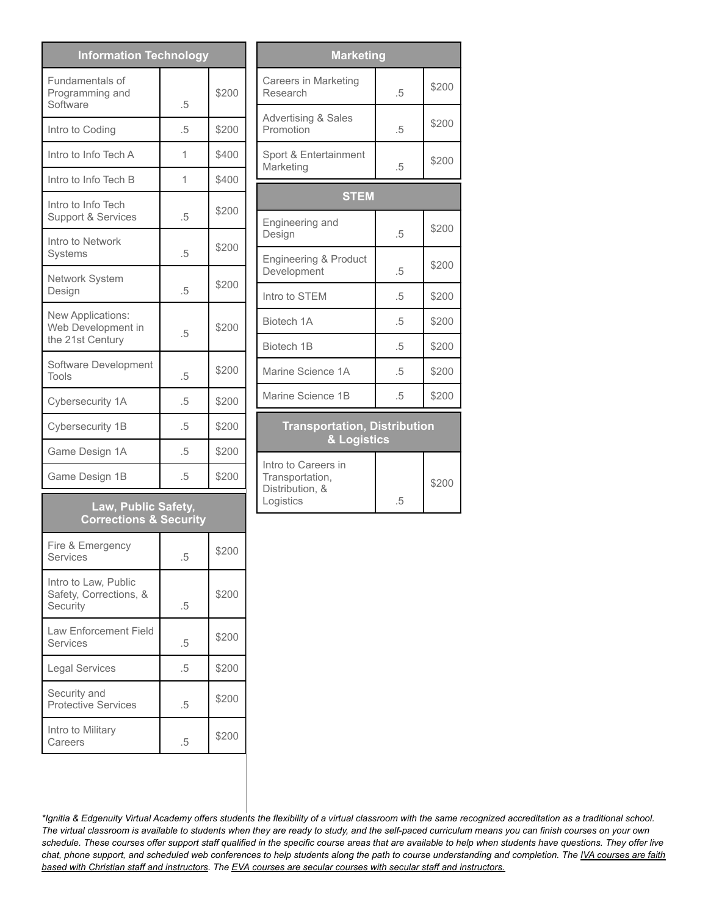| Information Technology | | |
| --- | --- | --- |
| Fundamentals of Programming and Software | .5 | $200 |
| Intro to Coding | .5 | $200 |
| Intro to Info Tech A | 1 | $400 |
| Intro to Info Tech B | 1 | $400 |
| Intro to Info Tech Support & Services | .5 | $200 |
| Intro to Network Systems | .5 | $200 |
| Network System Design | .5 | $200 |
| New Applications: Web Development in the 21st Century | .5 | $200 |
| Software Development Tools | .5 | $200 |
| Cybersecurity 1A | .5 | $200 |
| Cybersecurity 1B | .5 | $200 |
| Game Design 1A | .5 | $200 |
| Game Design 1B | .5 | $200 |

| Law, Public Safety, Corrections & Security | | |
| --- | --- | --- |
| Fire & Emergency Services | .5 | $200 |
| Intro to Law, Public Safety, Corrections, & Security | .5 | $200 |
| Law Enforcement Field Services | .5 | $200 |
| Legal Services | .5 | $200 |
| Security and Protective Services | .5 | $200 |
| Intro to Military Careers | .5 | $200 |

| Marketing | | |
| --- | --- | --- |
| Careers in Marketing Research | .5 | $200 |
| Advertising & Sales Promotion | .5 | $200 |
| Sport & Entertainment Marketing | .5 | $200 |

| STEM | | |
| --- | --- | --- |
| Engineering and Design | .5 | $200 |
| Engineering & Product Development | .5 | $200 |
| Intro to STEM | .5 | $200 |
| Biotech 1A | .5 | $200 |
| Biotech 1B | .5 | $200 |
| Marine Science 1A | .5 | $200 |
| Marine Science 1B | .5 | $200 |

| Transportation, Distribution & Logistics | | |
| --- | --- | --- |
| Intro to Careers in Transportation, Distribution, & Logistics | .5 | $200 |

*\*Ignitia & Edgenuity Virtual Academy offers students the flexibility of a virtual classroom with the same recognized accreditation as a traditional school. The virtual classroom is available to students when they are ready to study, and the self-paced curriculum means you can finish courses on your own schedule. These courses offer support staff qualified in the specific course areas that are available to help when students have questions. They offer live chat, phone support, and scheduled web conferences to help students along the path to course understanding and completion. The IVA courses are faith based with Christian staff and instructors. The EVA courses are secular courses with secular staff and instructors.*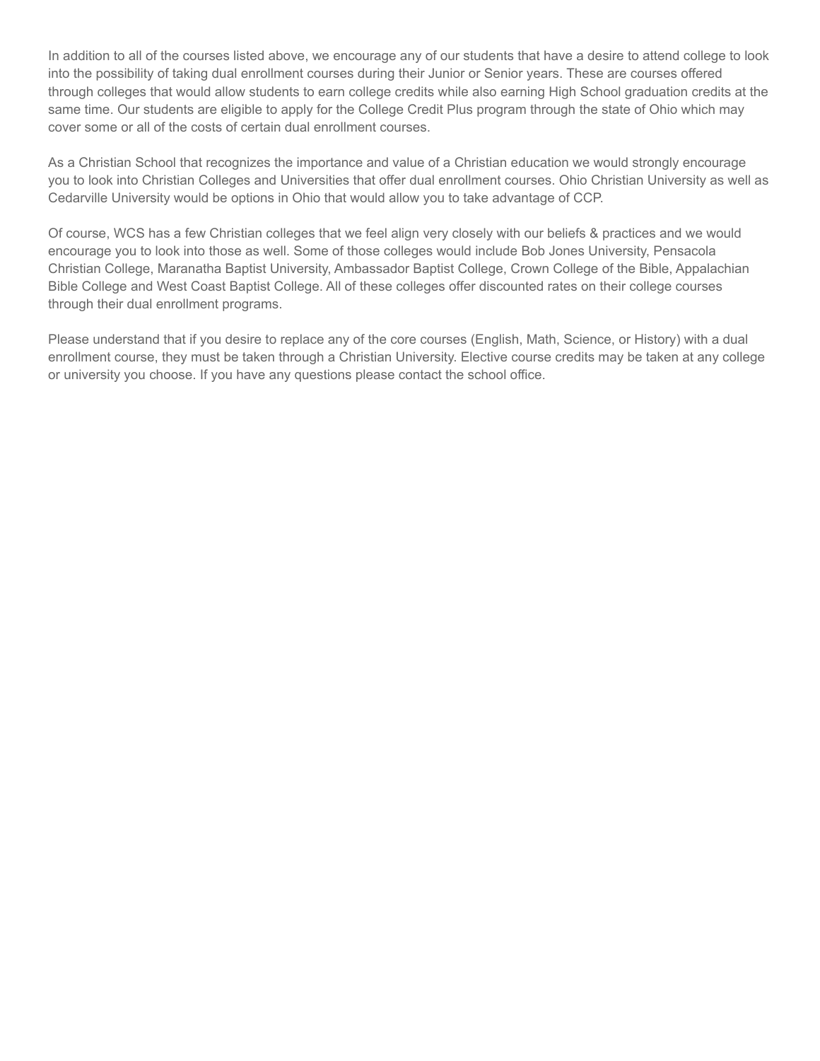In addition to all of the courses listed above, we encourage any of our students that have a desire to attend college to look into the possibility of taking dual enrollment courses during their Junior or Senior years. These are courses offered through colleges that would allow students to earn college credits while also earning High School graduation credits at the same time. Our students are eligible to apply for the College Credit Plus program through the state of Ohio which may cover some or all of the costs of certain dual enrollment courses.

As a Christian School that recognizes the importance and value of a Christian education we would strongly encourage you to look into Christian Colleges and Universities that offer dual enrollment courses. Ohio Christian University as well as Cedarville University would be options in Ohio that would allow you to take advantage of CCP.

Of course, WCS has a few Christian colleges that we feel align very closely with our beliefs & practices and we would encourage you to look into those as well. Some of those colleges would include Bob Jones University, Pensacola Christian College, Maranatha Baptist University, Ambassador Baptist College, Crown College of the Bible, Appalachian Bible College and West Coast Baptist College. All of these colleges offer discounted rates on their college courses through their dual enrollment programs.

Please understand that if you desire to replace any of the core courses (English, Math, Science, or History) with a dual enrollment course, they must be taken through a Christian University. Elective course credits may be taken at any college or university you choose. If you have any questions please contact the school office.